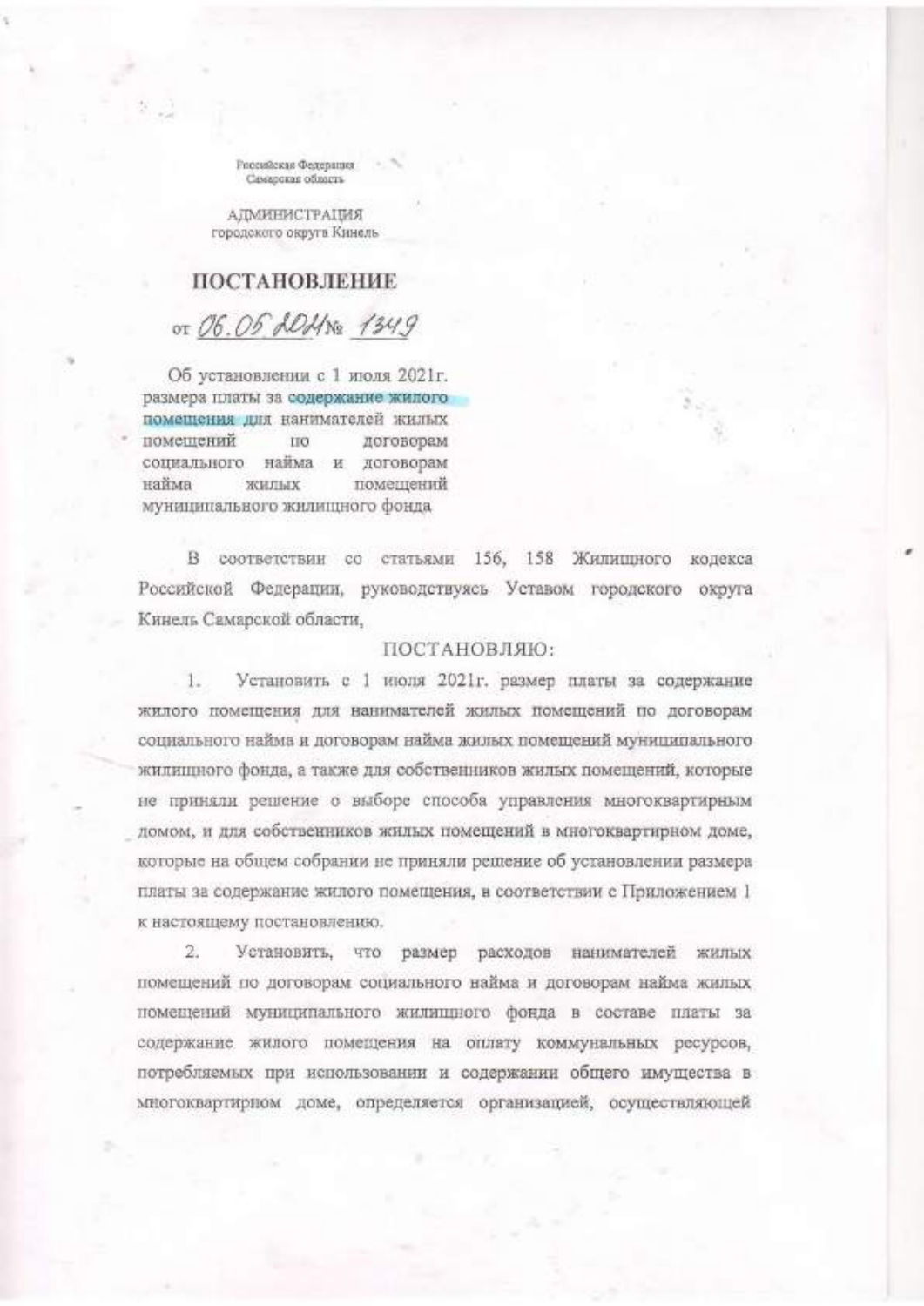Российская Федерация
Самарская область

АДМИНИСТРАЦИЯ
городского округа Кинель

# ПОСТАНОВЛЕНИЕ

от *06.05.2021* № *1349*

Об установлении с 1 июля 2021г. размера платы за содержание жилого помещения для нанимателей жилых помещений по договорам социального найма и договорам найма жилых помещений муниципального жилищного фонда

В соответствии со статьями 156, 158 Жилищного кодекса Российской Федерации, руководствуясь Уставом городского округа Кинель Самарской области,

ПОСТАНОВЛЯЮ:

1. Установить с 1 июля 2021г. размер платы за содержание жилого помещения для нанимателей жилых помещений по договорам социального найма и договорам найма жилых помещений муниципального жилищного фонда, а также для собственников жилых помещений, которые не приняли решение о выборе способа управления многоквартирным домом, и для собственников жилых помещений в многоквартирном доме, которые на общем собрании не приняли решение об установлении размера платы за содержание жилого помещения, в соответствии с Приложением 1 к настоящему постановлению.

2. Установить, что размер расходов нанимателей жилых помещений по договорам социального найма и договорам найма жилых помещений муниципального жилищного фонда в составе платы за содержание жилого помещения на оплату коммунальных ресурсов, потребляемых при использовании и содержании общего имущества в многоквартирном доме, определяется организацией, осуществляющей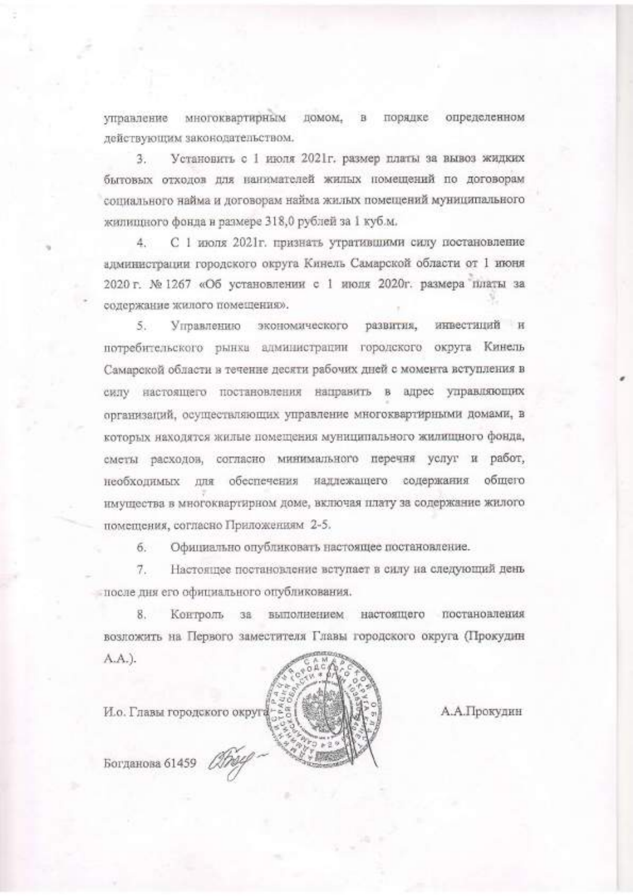управление многоквартирным домом, в порядке определенном действующим законодательством.

3. Установить с 1 июля 2021г. размер платы за вывоз жидких бытовых отходов для нанимателей жилых помещений по договорам социального найма и договорам найма жилых помещений муниципального жилищного фонда в размере 318,0 рублей за 1 куб.м.

4. С 1 июля 2021г. признать утратившими силу постановление администрации городского округа Кинель Самарской области от 1 июня 2020 г. № 1267 «Об установлении с 1 июля 2020г. размера платы за содержание жилого помещения».

5. Управлению экономического развития, инвестиций и потребительского рынка администрации городского округа Кинель Самарской области в течение десяти рабочих дней с момента вступления в силу настоящего постановления направить в адрес управляющих организаций, осуществляющих управление многоквартирными домами, в которых находятся жилые помещения муниципального жилищного фонда, сметы расходов, согласно минимального перечня услуг и работ, необходимых для обеспечения надлежащего содержания общего имущества в многоквартирном доме, включая плату за содержание жилого помещения, согласно Приложениям 2-5.

6. Официально опубликовать настоящее постановление.

7. Настоящее постановление вступает в силу на следующий день после дня его официального опубликования.

8. Контроль за выполнением настоящего постановления возложить на Первого заместителя Главы городского округа (Прокудин А.А.).

И.о. Главы городского округа А.А.Прокудин

Богданова 61459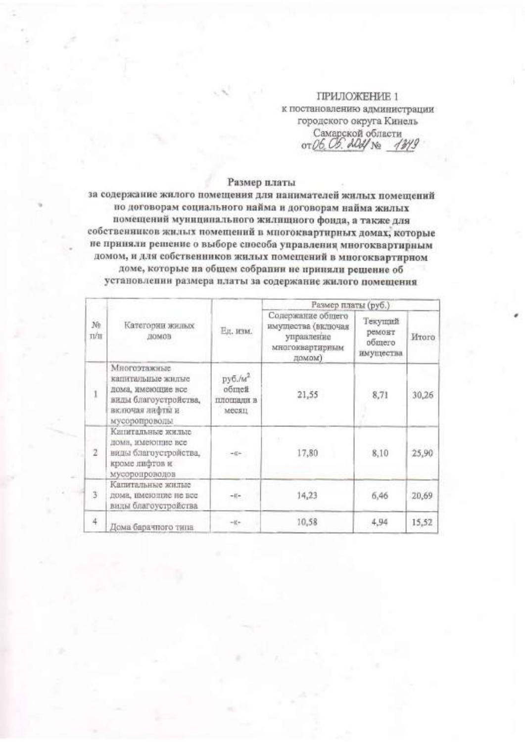ПРИЛОЖЕНИЕ 1
к постановлению администрации
городского округа Кинель
Самарской области
от 06.05.2021 № 1319

## Размер платы

**за содержание жилого помещения для нанимателей жилых помещений по договорам социального найма и договорам найма жилых помещений муниципального жилищного фонда, а также для собственников жилых помещений в многоквартирных домах, которые не приняли решение о выборе способа управления многоквартирным домом, и для собственников жилых помещений в многоквартирном доме, которые на общем собрании не приняли решение об установлении размера платы за содержание жилого помещения**

| № п/п | Категории жилых домов | Ед. изм. | Размер платы (руб.) | | |
|---|---|---|---|---|---|
| | | | Содержание общего имущества (включая управление многоквартирным домом) | Текущий ремонт общего имущества | Итого |
| 1 | Многоэтажные капитальные жилые дома, имеющие все виды благоустройства, включая лифты и мусоропроводы | руб./м$^2$ общей площади в месяц | 21,55 | 8,71 | 30,26 |
| 2 | Капитальные жилые дома, имеющие все виды благоустройства, кроме лифтов и мусоропроводов | -«- | 17,80 | 8,10 | 25,90 |
| 3 | Капитальные жилые дома, имеющие не все виды благоустройства | -«- | 14,23 | 6,46 | 20,69 |
| 4 | Дома барачного типа | -«- | 10,58 | 4,94 | 15,52 |